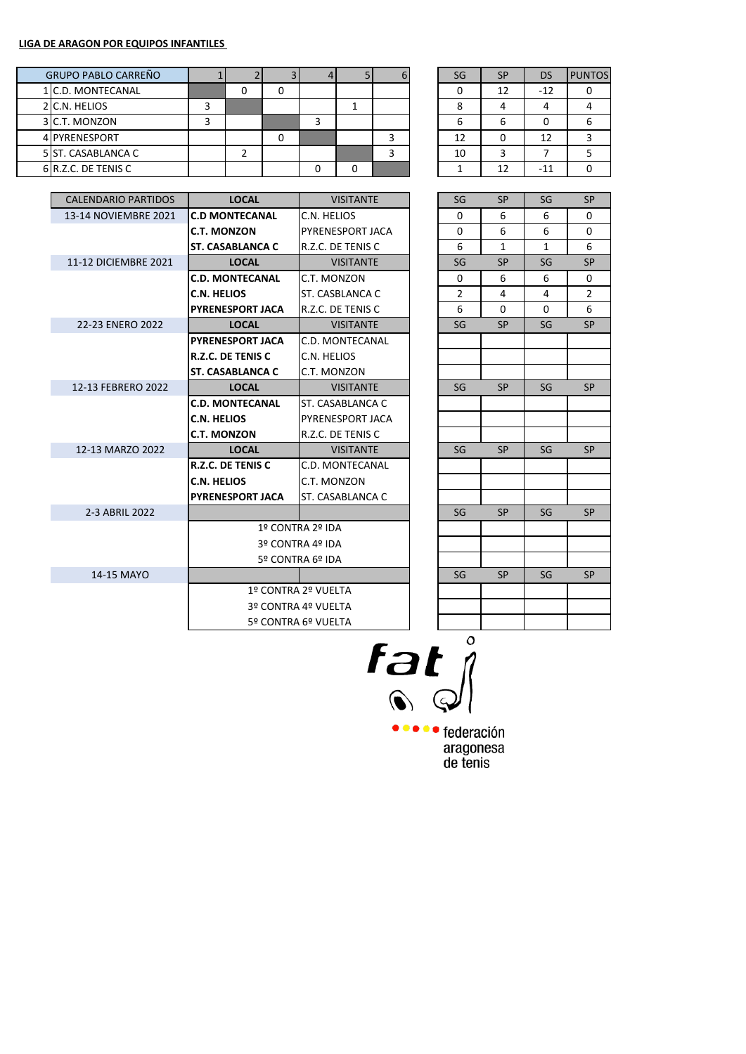**LIGA DE ARAGON POR EQUIPOS INFANTILES**

| GRUPO PABLO CARREÑO | 1 | 2 | 3 | 4 | 5 | 6 | SG | SP | DS | PUNTOS |
|---|---|---|---|---|---|---|---|---|---|---|
| 1 C.D. MONTECANAL | | 0 | 0 | | | | 0 | 12 | -12 | 0 |
| 2 C.N. HELIOS | 3 | | | | 1 | | 8 | 4 | 4 | 4 |
| 3 C.T. MONZON | 3 | | | 3 | | | 6 | 6 | 0 | 6 |
| 4 PYRENESPORT | | | 0 | | | 3 | 12 | 0 | 12 | 3 |
| 5 ST. CASABLANCA C | | 2 | | | | 3 | 10 | 3 | 7 | 5 |
| 6 R.Z.C. DE TENIS C | | | | 0 | 0 | | 1 | 12 | -11 | 0 |

| CALENDARIO PARTIDOS | LOCAL | VISITANTE | SG | SP | SG | SP |
|---|---|---|---|---|---|---|
| 13-14 NOVIEMBRE 2021 | **C.D MONTECANAL** | C.N. HELIOS | 0 | 6 | 6 | 0 |
| | **C.T. MONZON** | PYRENESPORT JACA | 0 | 6 | 6 | 0 |
| | **ST. CASABLANCA C** | R.Z.C. DE TENIS C | 6 | 1 | 1 | 6 |
| 11-12 DICIEMBRE 2021 | **LOCAL** | VISITANTE | SG | SP | SG | SP |
| | **C.D. MONTECANAL** | C.T. MONZON | 0 | 6 | 6 | 0 |
| | **C.N. HELIOS** | ST. CASBLANCA C | 2 | 4 | 4 | 2 |
| | **PYRENESPORT JACA** | R.Z.C. DE TENIS C | 6 | 0 | 0 | 6 |
| 22-23 ENERO 2022 | **LOCAL** | VISITANTE | SG | SP | SG | SP |
| | **PYRENESPORT JACA** | C.D. MONTECANAL | | | | |
| | **R.Z.C. DE TENIS C** | C.N. HELIOS | | | | |
| | **ST. CASABLANCA C** | C.T. MONZON | | | | |
| 12-13 FEBRERO 2022 | **LOCAL** | VISITANTE | SG | SP | SG | SP |
| | **C.D. MONTECANAL** | ST. CASABLANCA C | | | | |
| | **C.N. HELIOS** | PYRENESPORT JACA | | | | |
| | **C.T. MONZON** | R.Z.C. DE TENIS C | | | | |
| 12-13 MARZO 2022 | **LOCAL** | VISITANTE | SG | SP | SG | SP |
| | **R.Z.C. DE TENIS C** | C.D. MONTECANAL | | | | |
| | **C.N. HELIOS** | C.T. MONZON | | | | |
| | **PYRENESPORT JACA** | ST. CASABLANCA C | | | | |
| 2-3 ABRIL 2022 | | | SG | SP | SG | SP |
| | 1º CONTRA 2º IDA | | | | | |
| | 3º CONTRA 4º IDA | | | | | |
| | 5º CONTRA 6º IDA | | | | | |
| 14-15 MAYO | | | SG | SP | SG | SP |
| | 1º CONTRA 2º VUELTA | | | | | |
| | 3º CONTRA 4º VUELTA | | | | | |
| | 5º CONTRA 6º VUELTA | | | | | |

fat

federación aragonesa de tenis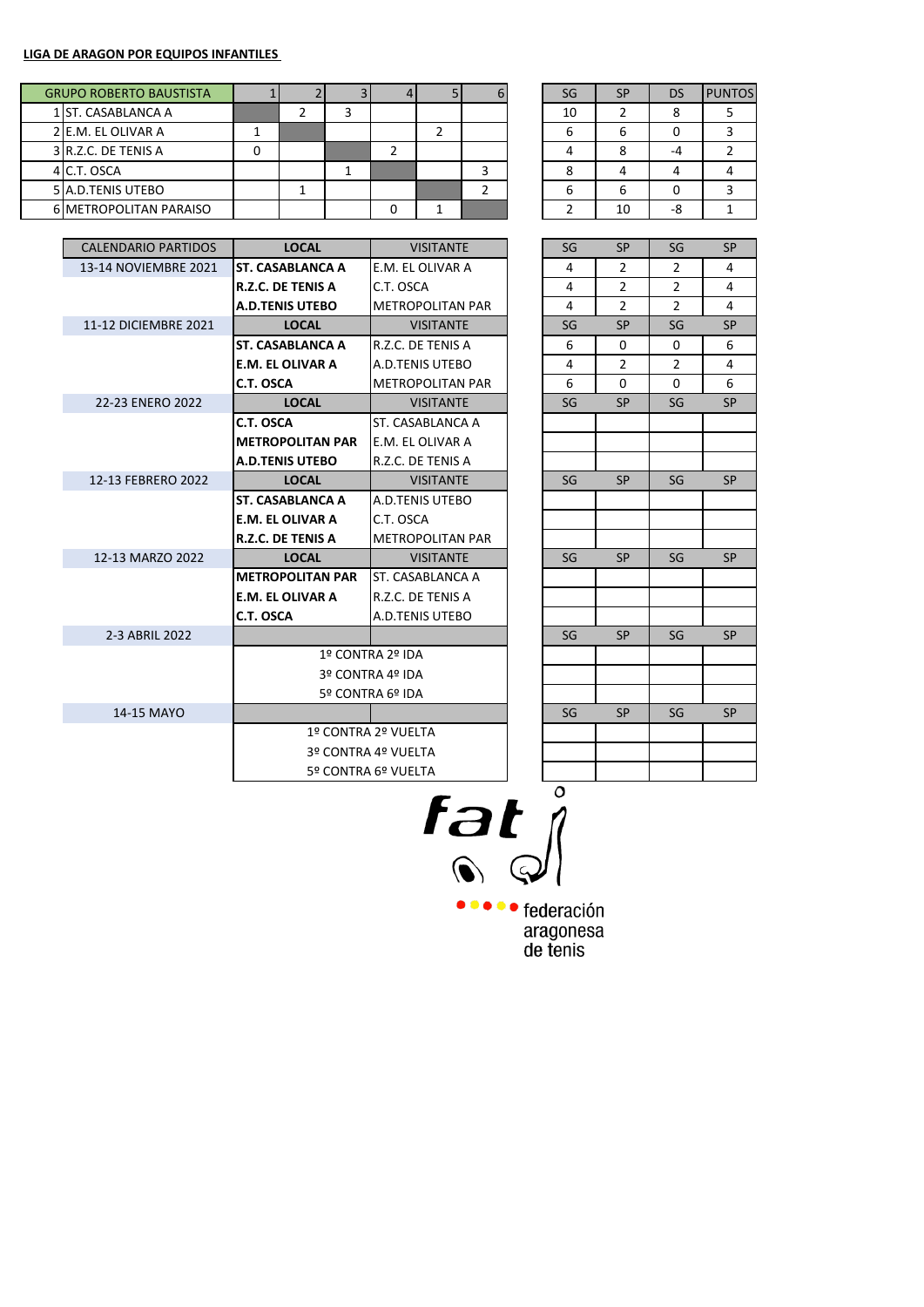**LIGA DE ARAGON POR EQUIPOS INFANTILES**

| GRUPO ROBERTO BAUSTISTA | 1 | 2 | 3 | 4 | 5 | 6 | SG | SP | DS | PUNTOS |
|---|---|---|---|---|---|---|---|---|---|---|
| 1 ST. CASABLANCA A | | 2 | 3 | | | | 10 | 2 | 8 | 5 |
| 2 E.M. EL OLIVAR A | 1 | | | | 2 | | 6 | 6 | 0 | 3 |
| 3 R.Z.C. DE TENIS A | 0 | | | 2 | | | 4 | 8 | -4 | 2 |
| 4 C.T. OSCA | | | 1 | | | 3 | 8 | 4 | 4 | 4 |
| 5 A.D.TENIS UTEBO | | 1 | | | | 2 | 6 | 6 | 0 | 3 |
| 6 METROPOLITAN PARAISO | | | | 0 | 1 | | 2 | 10 | -8 | 1 |

| CALENDARIO PARTIDOS | LOCAL | VISITANTE | SG | SP | SG | SP |
|---|---|---|---|---|---|---|
| 13-14 NOVIEMBRE 2021 | **ST. CASABLANCA A** | E.M. EL OLIVAR A | 4 | 2 | 2 | 4 |
| | **R.Z.C. DE TENIS A** | C.T. OSCA | 4 | 2 | 2 | 4 |
| | **A.D.TENIS UTEBO** | METROPOLITAN PAR | 4 | 2 | 2 | 4 |
| 11-12 DICIEMBRE 2021 | **LOCAL** | VISITANTE | SG | SP | SG | SP |
| | **ST. CASABLANCA A** | R.Z.C. DE TENIS A | 6 | 0 | 0 | 6 |
| | **E.M. EL OLIVAR A** | A.D.TENIS UTEBO | 4 | 2 | 2 | 4 |
| | **C.T. OSCA** | METROPOLITAN PAR | 6 | 0 | 0 | 6 |
| 22-23 ENERO 2022 | **LOCAL** | VISITANTE | SG | SP | SG | SP |
| | **C.T. OSCA** | ST. CASABLANCA A | | | | |
| | **METROPOLITAN PAR** | E.M. EL OLIVAR A | | | | |
| | **A.D.TENIS UTEBO** | R.Z.C. DE TENIS A | | | | |
| 12-13 FEBRERO 2022 | **LOCAL** | VISITANTE | SG | SP | SG | SP |
| | **ST. CASABLANCA A** | A.D.TENIS UTEBO | | | | |
| | **E.M. EL OLIVAR A** | C.T. OSCA | | | | |
| | **R.Z.C. DE TENIS A** | METROPOLITAN PAR | | | | |
| 12-13 MARZO 2022 | **LOCAL** | VISITANTE | SG | SP | SG | SP |
| | **METROPOLITAN PAR** | ST. CASABLANCA A | | | | |
| | **E.M. EL OLIVAR A** | R.Z.C. DE TENIS A | | | | |
| | **C.T. OSCA** | A.D.TENIS UTEBO | | | | |
| 2-3 ABRIL 2022 | | | SG | SP | SG | SP |
| | 1º CONTRA 2º IDA | | | | | |
| | 3º CONTRA 4º IDA | | | | | |
| | 5º CONTRA 6º IDA | | | | | |
| 14-15 MAYO | | | SG | SP | SG | SP |
| | 1º CONTRA 2º VUELTA | | | | | |
| | 3º CONTRA 4º VUELTA | | | | | |
| | 5º CONTRA 6º VUELTA | | | | | |

fat

federación aragonesa de tenis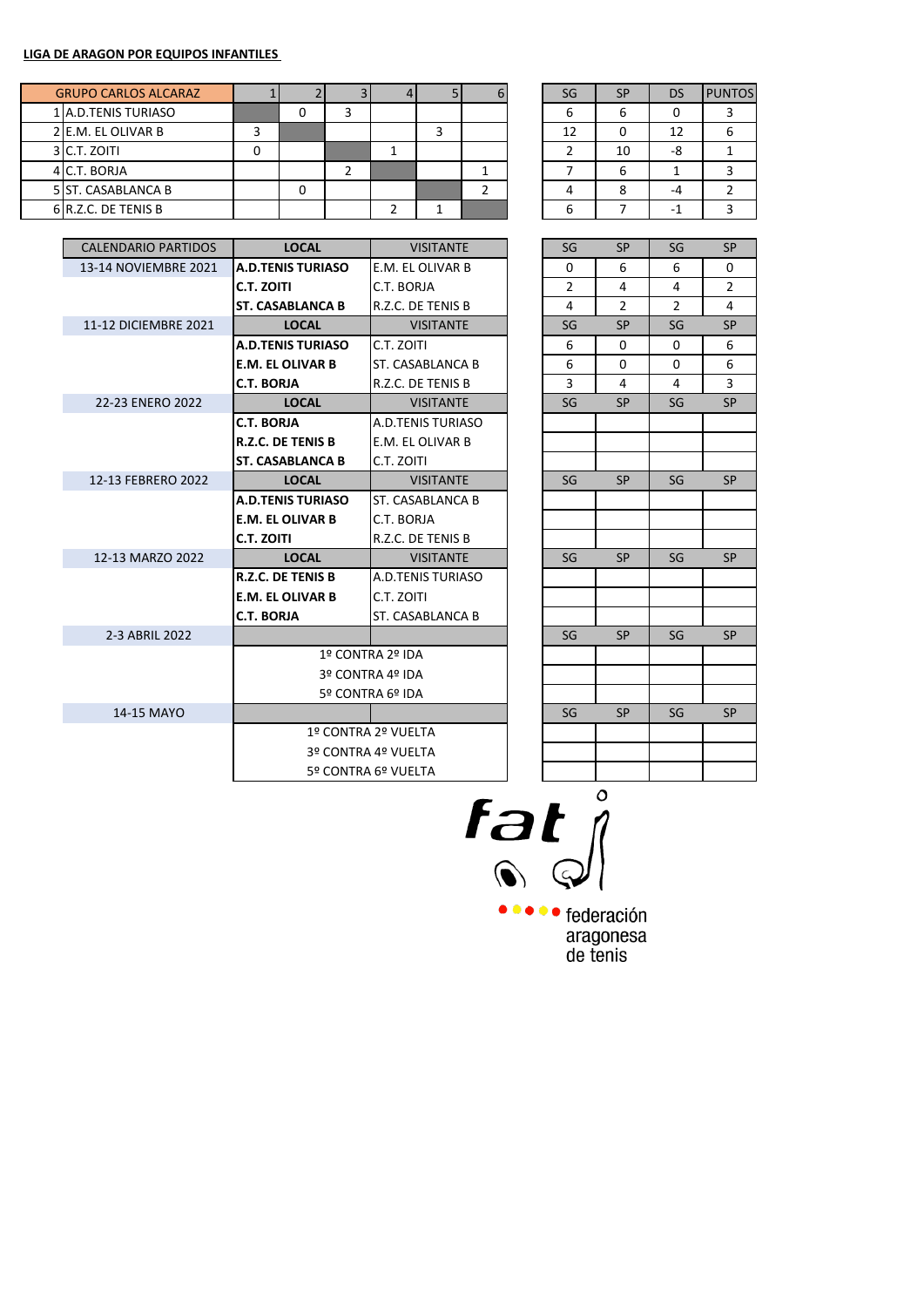**LIGA DE ARAGON POR EQUIPOS INFANTILES**

| GRUPO CARLOS ALCARAZ | 1 | 2 | 3 | 4 | 5 | 6 | SG | SP | DS | PUNTOS |
|---|---|---|---|---|---|---|---|---|---|---|
| 1 A.D.TENIS TURIASO | | 0 | 3 | | | | 6 | 6 | 0 | 3 |
| 2 E.M. EL OLIVAR B | 3 | | | | 3 | | 12 | 0 | 12 | 6 |
| 3 C.T. ZOITI | 0 | | | 1 | | | 2 | 10 | -8 | 1 |
| 4 C.T. BORJA | | | 2 | | | 1 | 7 | 6 | 1 | 3 |
| 5 ST. CASABLANCA B | | 0 | | | | 2 | 4 | 8 | -4 | 2 |
| 6 R.Z.C. DE TENIS B | | | | 2 | 1 | | 6 | 7 | -1 | 3 |

| CALENDARIO PARTIDOS | LOCAL | VISITANTE | SG | SP | SG | SP |
|---|---|---|---|---|---|---|
| 13-14 NOVIEMBRE 2021 | **A.D.TENIS TURIASO** | E.M. EL OLIVAR B | 0 | 6 | 6 | 0 |
| | **C.T. ZOITI** | C.T. BORJA | 2 | 4 | 4 | 2 |
| | **ST. CASABLANCA B** | R.Z.C. DE TENIS B | 4 | 2 | 2 | 4 |
| 11-12 DICIEMBRE 2021 | **LOCAL** | VISITANTE | SG | SP | SG | SP |
| | **A.D.TENIS TURIASO** | C.T. ZOITI | 6 | 0 | 0 | 6 |
| | **E.M. EL OLIVAR B** | ST. CASABLANCA B | 6 | 0 | 0 | 6 |
| | **C.T. BORJA** | R.Z.C. DE TENIS B | 3 | 4 | 4 | 3 |
| 22-23 ENERO 2022 | **LOCAL** | VISITANTE | SG | SP | SG | SP |
| | **C.T. BORJA** | A.D.TENIS TURIASO | | | | |
| | **R.Z.C. DE TENIS B** | E.M. EL OLIVAR B | | | | |
| | **ST. CASABLANCA B** | C.T. ZOITI | | | | |
| 12-13 FEBRERO 2022 | **LOCAL** | VISITANTE | SG | SP | SG | SP |
| | **A.D.TENIS TURIASO** | ST. CASABLANCA B | | | | |
| | **E.M. EL OLIVAR B** | C.T. BORJA | | | | |
| | **C.T. ZOITI** | R.Z.C. DE TENIS B | | | | |
| 12-13 MARZO 2022 | **LOCAL** | VISITANTE | SG | SP | SG | SP |
| | **R.Z.C. DE TENIS B** | A.D.TENIS TURIASO | | | | |
| | **E.M. EL OLIVAR B** | C.T. ZOITI | | | | |
| | **C.T. BORJA** | ST. CASABLANCA B | | | | |
| 2-3 ABRIL 2022 | | | SG | SP | SG | SP |
| | 1º CONTRA 2º IDA | | | | | |
| | 3º CONTRA 4º IDA | | | | | |
| | 5º CONTRA 6º IDA | | | | | |
| 14-15 MAYO | | | SG | SP | SG | SP |
| | 1º CONTRA 2º VUELTA | | | | | |
| | 3º CONTRA 4º VUELTA | | | | | |
| | 5º CONTRA 6º VUELTA | | | | | |

fat

federación aragonesa de tenis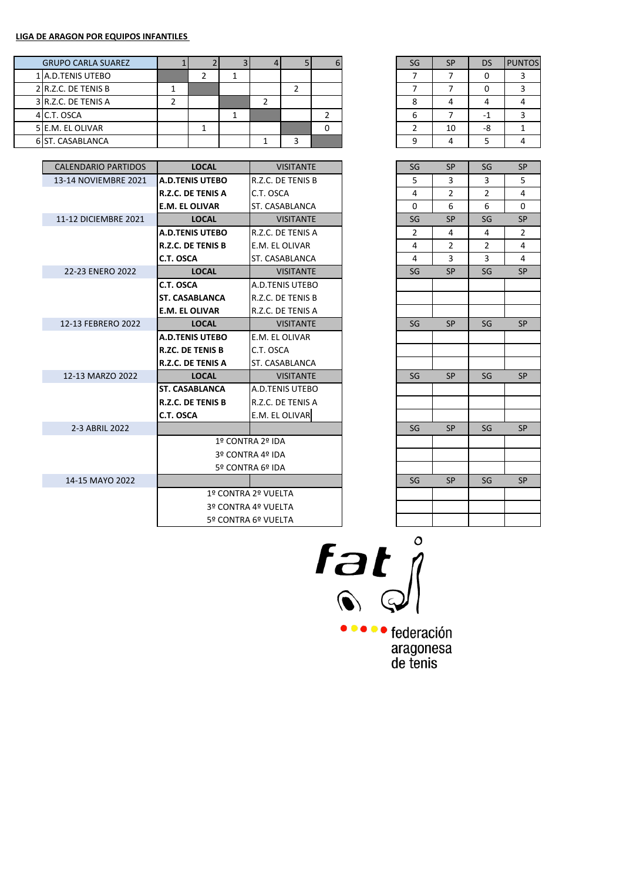**LIGA DE ARAGON POR EQUIPOS INFANTILES**

| | GRUPO CARLA SUAREZ | 1 | 2 | 3 | 4 | 5 | 6 | SG | SP | DS | PUNTOS |
|---|---|---|---|---|---|---|---|---|---|---|---|
| 1 | A.D.TENIS UTEBO | | 2 | 1 | | | | 7 | 7 | 0 | 3 |
| 2 | R.Z.C. DE TENIS B | 1 | | | | 2 | | 7 | 7 | 0 | 3 |
| 3 | R.Z.C. DE TENIS A | 2 | | | 2 | | | 8 | 4 | 4 | 4 |
| 4 | C.T. OSCA | | | 1 | | | 2 | 6 | 7 | -1 | 3 |
| 5 | E.M. EL OLIVAR | | 1 | | | | 0 | 2 | 10 | -8 | 1 |
| 6 | ST. CASABLANCA | | | | 1 | 3 | | 9 | 4 | 5 | 4 |

| CALENDARIO PARTIDOS | LOCAL | VISITANTE | SG | SP | SG | SP |
|---|---|---|---|---|---|---|
| 13-14 NOVIEMBRE 2021 | **A.D.TENIS UTEBO** | R.Z.C. DE TENIS B | 5 | 3 | 3 | 5 |
| | **R.Z.C. DE TENIS A** | C.T. OSCA | 4 | 2 | 2 | 4 |
| | **E.M. EL OLIVAR** | ST. CASABLANCA | 0 | 6 | 6 | 0 |
| 11-12 DICIEMBRE 2021 | **LOCAL** | VISITANTE | SG | SP | SG | SP |
| | **A.D.TENIS UTEBO** | R.Z.C. DE TENIS A | 2 | 4 | 4 | 2 |
| | **R.Z.C. DE TENIS B** | E.M. EL OLIVAR | 4 | 2 | 2 | 4 |
| | **C.T. OSCA** | ST. CASABLANCA | 4 | 3 | 3 | 4 |
| 22-23 ENERO 2022 | **LOCAL** | VISITANTE | SG | SP | SG | SP |
| | **C.T. OSCA** | A.D.TENIS UTEBO | | | | |
| | **ST. CASABLANCA** | R.Z.C. DE TENIS B | | | | |
| | **E.M. EL OLIVAR** | R.Z.C. DE TENIS A | | | | |
| 12-13 FEBRERO 2022 | **LOCAL** | VISITANTE | SG | SP | SG | SP |
| | **A.D.TENIS UTEBO** | E.M. EL OLIVAR | | | | |
| | **R.ZC. DE TENIS B** | C.T. OSCA | | | | |
| | **R.Z.C. DE TENIS A** | ST. CASABLANCA | | | | |
| 12-13 MARZO 2022 | **LOCAL** | VISITANTE | SG | SP | SG | SP |
| | **ST. CASABLANCA** | A.D.TENIS UTEBO | | | | |
| | **R.Z.C. DE TENIS B** | R.Z.C. DE TENIS A | | | | |
| | **C.T. OSCA** | E.M. EL OLIVAR | | | | |
| 2-3 ABRIL 2022 | | | SG | SP | SG | SP |
| | 1º CONTRA 2º IDA | | | | | |
| | 3º CONTRA 4º IDA | | | | | |
| | 5º CONTRA 6º IDA | | | | | |
| 14-15 MAYO 2022 | | | SG | SP | SG | SP |
| | 1º CONTRA 2º VUELTA | | | | | |
| | 3º CONTRA 4º VUELTA | | | | | |
| | 5º CONTRA 6º VUELTA | | | | | |

fat

federación aragonesa de tenis